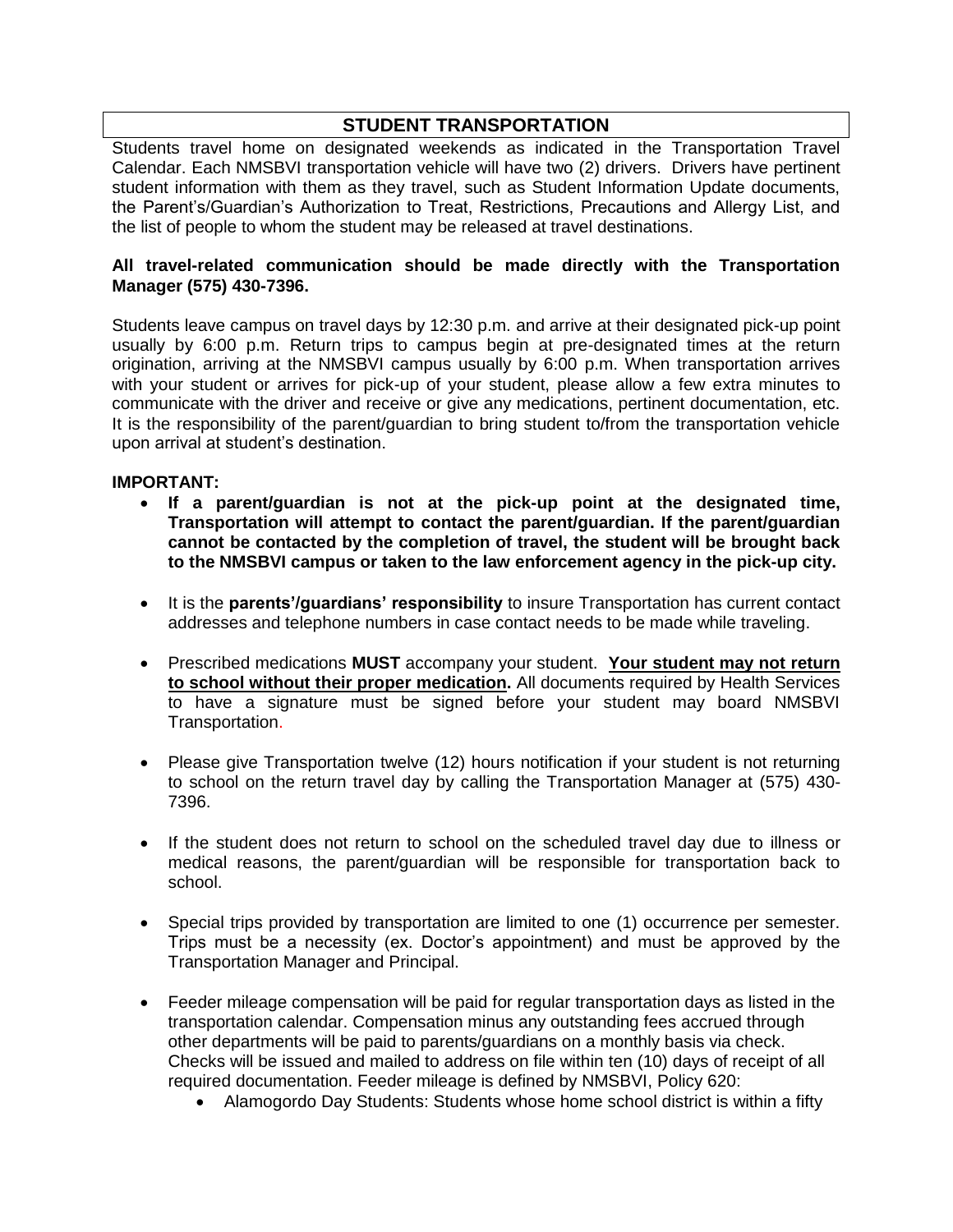## STUDENT TRANSPORTATION

Students travel home on designated weekends as indicated in the Transportation Travel Calendar. Each NMSBVI transportation vehicle will have two (2) drivers. Drivers have pertinent student information with them as they travel, such as Student Information Update documents, the Parent's/Guardian's Authorization to Treat, Restrictions, Precautions and Allergy List, and the list of people to whom the student may be released at travel destinations.

**All travel-related communication should be made directly with the Transportation Manager (575) 430-7396.**

Students leave campus on travel days by 12:30 p.m. and arrive at their designated pick-up point usually by 6:00 p.m. Return trips to campus begin at pre-designated times at the return origination, arriving at the NMSBVI campus usually by 6:00 p.m. When transportation arrives with your student or arrives for pick-up of your student, please allow a few extra minutes to communicate with the driver and receive or give any medications, pertinent documentation, etc. It is the responsibility of the parent/guardian to bring student to/from the transportation vehicle upon arrival at student's destination.

**IMPORTANT:**

- **If a parent/guardian is not at the pick-up point at the designated time, Transportation will attempt to contact the parent/guardian. If the parent/guardian cannot be contacted by the completion of travel, the student will be brought back to the NMSBVI campus or taken to the law enforcement agency in the pick-up city.**
- It is the **parents'/guardians' responsibility** to insure Transportation has current contact addresses and telephone numbers in case contact needs to be made while traveling.
- Prescribed medications **MUST** accompany your student. **<u>Your student may not return to school without their proper medication.</u>** All documents required by Health Services to have a signature must be signed before your student may board NMSBVI Transportation.
- Please give Transportation twelve (12) hours notification if your student is not returning to school on the return travel day by calling the Transportation Manager at (575) 430-7396.
- If the student does not return to school on the scheduled travel day due to illness or medical reasons, the parent/guardian will be responsible for transportation back to school.
- Special trips provided by transportation are limited to one (1) occurrence per semester. Trips must be a necessity (ex. Doctor's appointment) and must be approved by the Transportation Manager and Principal.
- Feeder mileage compensation will be paid for regular transportation days as listed in the transportation calendar. Compensation minus any outstanding fees accrued through other departments will be paid to parents/guardians on a monthly basis via check. Checks will be issued and mailed to address on file within ten (10) days of receipt of all required documentation. Feeder mileage is defined by NMSBVI, Policy 620:
  - Alamogordo Day Students: Students whose home school district is within a fifty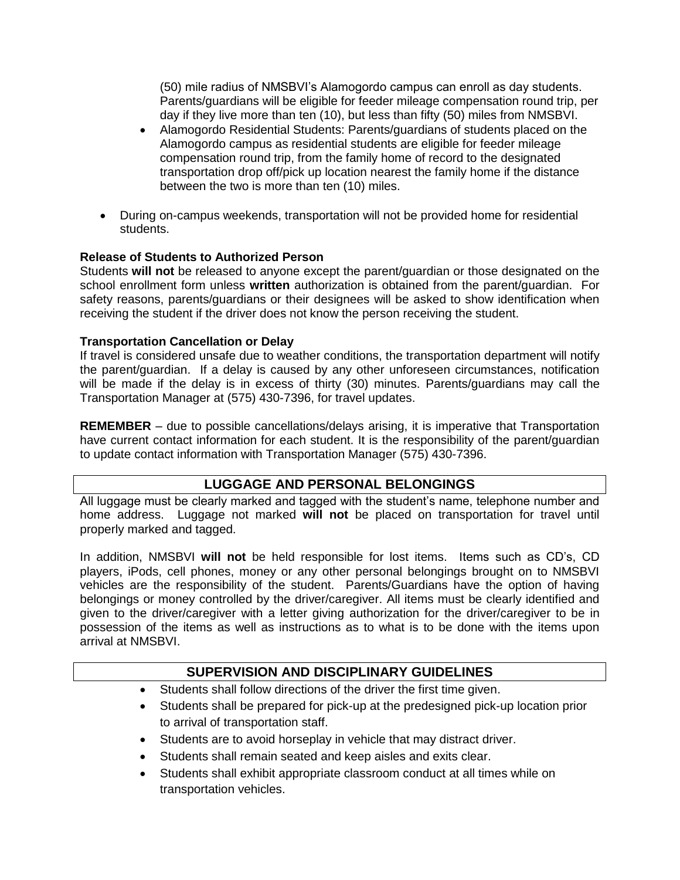(50) mile radius of NMSBVI's Alamogordo campus can enroll as day students. Parents/guardians will be eligible for feeder mileage compensation round trip, per day if they live more than ten (10), but less than fifty (50) miles from NMSBVI.
    - Alamogordo Residential Students: Parents/guardians of students placed on the Alamogordo campus as residential students are eligible for feeder mileage compensation round trip, from the family home of record to the designated transportation drop off/pick up location nearest the family home if the distance between the two is more than ten (10) miles.

- During on-campus weekends, transportation will not be provided home for residential students.

**Release of Students to Authorized Person**
Students **will not** be released to anyone except the parent/guardian or those designated on the school enrollment form unless **written** authorization is obtained from the parent/guardian. For safety reasons, parents/guardians or their designees will be asked to show identification when receiving the student if the driver does not know the person receiving the student.

**Transportation Cancellation or Delay**
If travel is considered unsafe due to weather conditions, the transportation department will notify the parent/guardian. If a delay is caused by any other unforeseen circumstances, notification will be made if the delay is in excess of thirty (30) minutes. Parents/guardians may call the Transportation Manager at (575) 430-7396, for travel updates.

**REMEMBER** – due to possible cancellations/delays arising, it is imperative that Transportation have current contact information for each student. It is the responsibility of the parent/guardian to update contact information with Transportation Manager (575) 430-7396.

## LUGGAGE AND PERSONAL BELONGINGS

All luggage must be clearly marked and tagged with the student's name, telephone number and home address. Luggage not marked **will not** be placed on transportation for travel until properly marked and tagged.

In addition, NMSBVI **will not** be held responsible for lost items. Items such as CD's, CD players, iPods, cell phones, money or any other personal belongings brought on to NMSBVI vehicles are the responsibility of the student. Parents/Guardians have the option of having belongings or money controlled by the driver/caregiver. All items must be clearly identified and given to the driver/caregiver with a letter giving authorization for the driver/caregiver to be in possession of the items as well as instructions as to what is to be done with the items upon arrival at NMSBVI.

## SUPERVISION AND DISCIPLINARY GUIDELINES

- Students shall follow directions of the driver the first time given.
- Students shall be prepared for pick-up at the predesigned pick-up location prior to arrival of transportation staff.
- Students are to avoid horseplay in vehicle that may distract driver.
- Students shall remain seated and keep aisles and exits clear.
- Students shall exhibit appropriate classroom conduct at all times while on transportation vehicles.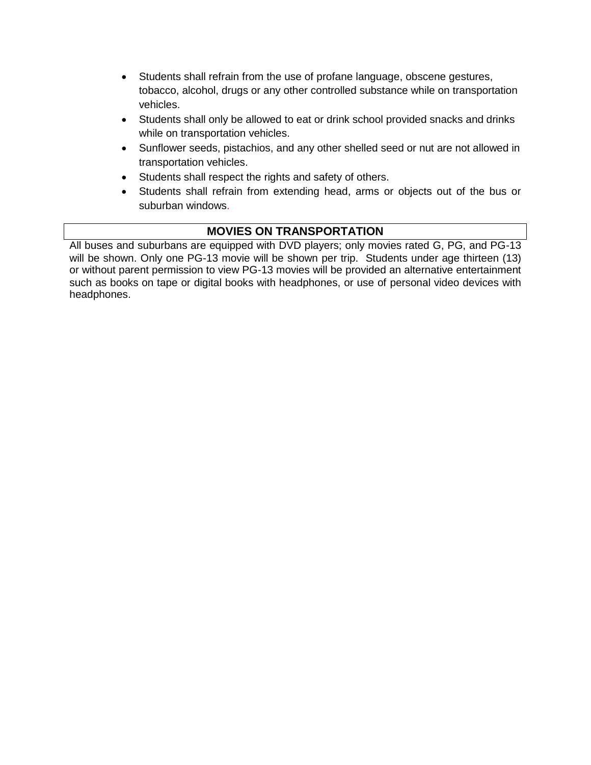- Students shall refrain from the use of profane language, obscene gestures, tobacco, alcohol, drugs or any other controlled substance while on transportation vehicles.
- Students shall only be allowed to eat or drink school provided snacks and drinks while on transportation vehicles.
- Sunflower seeds, pistachios, and any other shelled seed or nut are not allowed in transportation vehicles.
- Students shall respect the rights and safety of others.
- Students shall refrain from extending head, arms or objects out of the bus or suburban windows.

## MOVIES ON TRANSPORTATION

All buses and suburbans are equipped with DVD players; only movies rated G, PG, and PG-13 will be shown. Only one PG-13 movie will be shown per trip. Students under age thirteen (13) or without parent permission to view PG-13 movies will be provided an alternative entertainment such as books on tape or digital books with headphones, or use of personal video devices with headphones.